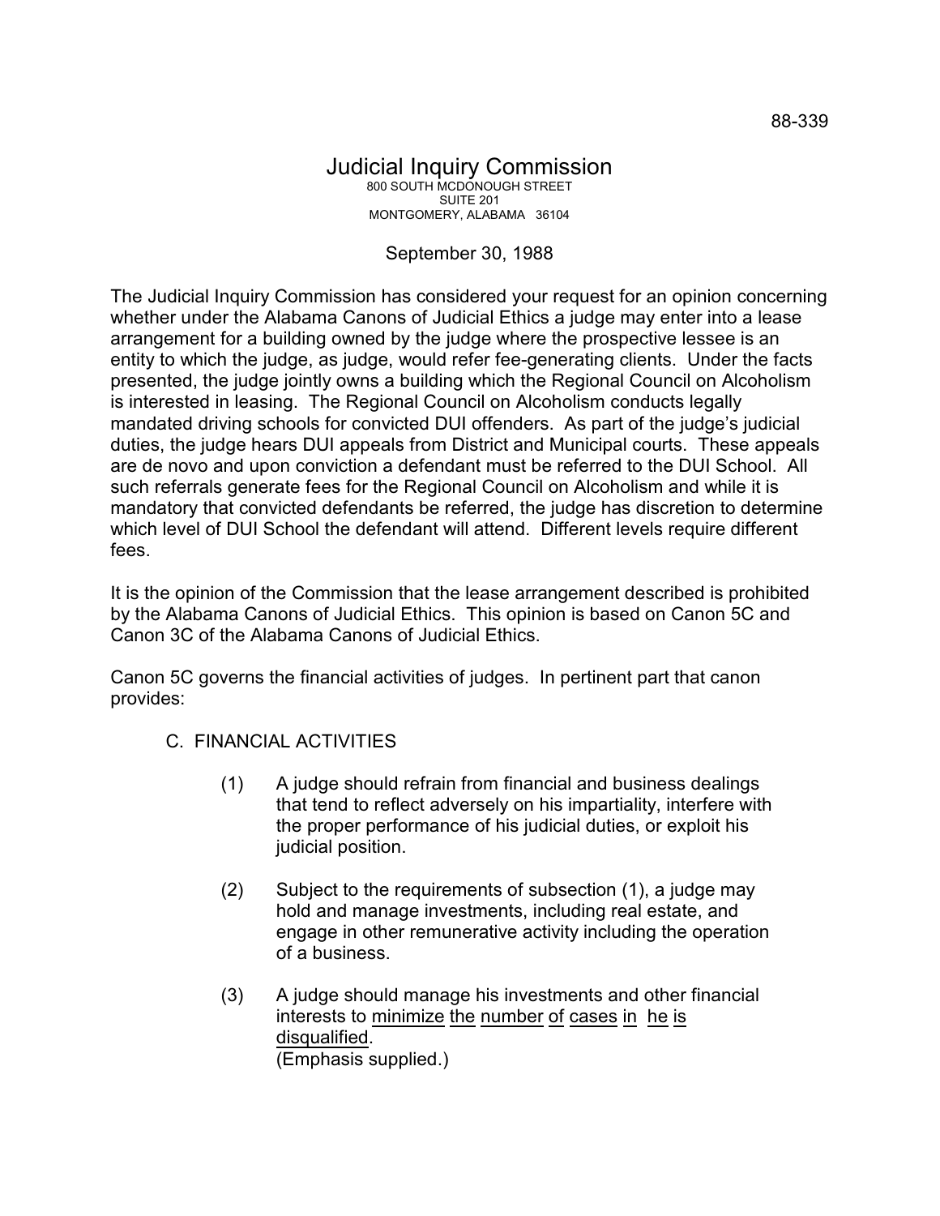88-339

# Judicial Inquiry Commission

800 SOUTH MCDONOUGH STREET
SUITE 201
MONTGOMERY, ALABAMA 36104

September 30, 1988

The Judicial Inquiry Commission has considered your request for an opinion concerning whether under the Alabama Canons of Judicial Ethics a judge may enter into a lease arrangement for a building owned by the judge where the prospective lessee is an entity to which the judge, as judge, would refer fee-generating clients. Under the facts presented, the judge jointly owns a building which the Regional Council on Alcoholism is interested in leasing. The Regional Council on Alcoholism conducts legally mandated driving schools for convicted DUI offenders. As part of the judge's judicial duties, the judge hears DUI appeals from District and Municipal courts. These appeals are de novo and upon conviction a defendant must be referred to the DUI School. All such referrals generate fees for the Regional Council on Alcoholism and while it is mandatory that convicted defendants be referred, the judge has discretion to determine which level of DUI School the defendant will attend. Different levels require different fees.

It is the opinion of the Commission that the lease arrangement described is prohibited by the Alabama Canons of Judicial Ethics. This opinion is based on Canon 5C and Canon 3C of the Alabama Canons of Judicial Ethics.

Canon 5C governs the financial activities of judges. In pertinent part that canon provides:

> C. FINANCIAL ACTIVITIES
>
> (1) A judge should refrain from financial and business dealings that tend to reflect adversely on his impartiality, interfere with the proper performance of his judicial duties, or exploit his judicial position.
>
> (2) Subject to the requirements of subsection (1), a judge may hold and manage investments, including real estate, and engage in other remunerative activity including the operation of a business.
>
> (3) A judge should manage his investments and other financial interests to <u>minimize the number of cases in he is disqualified</u>.
> (Emphasis supplied.)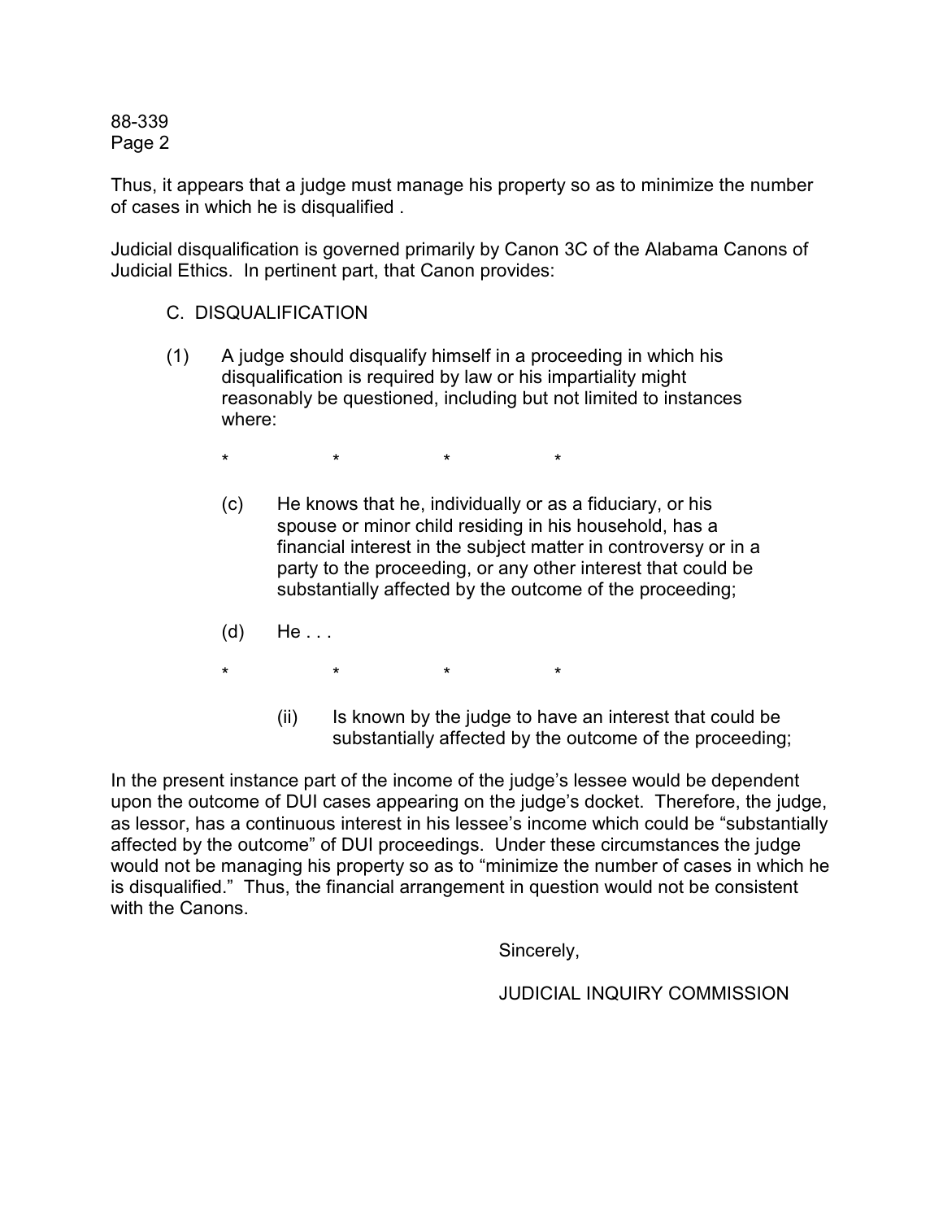Thus, it appears that a judge must manage his property so as to minimize the number of cases in which he is disqualified .

Judicial disqualification is governed primarily by Canon 3C of the Alabama Canons of Judicial Ethics. In pertinent part, that Canon provides:

> C. DISQUALIFICATION
>
> (1) A judge should disqualify himself in a proceeding in which his disqualification is required by law or his impartiality might reasonably be questioned, including but not limited to instances where:
>
> \* \* \* \*
>
> (c) He knows that he, individually or as a fiduciary, or his spouse or minor child residing in his household, has a financial interest in the subject matter in controversy or in a party to the proceeding, or any other interest that could be substantially affected by the outcome of the proceeding;
>
> (d) He . . .
>
> \* \* \* \*
>
> (ii) Is known by the judge to have an interest that could be substantially affected by the outcome of the proceeding;

In the present instance part of the income of the judge's lessee would be dependent upon the outcome of DUI cases appearing on the judge's docket. Therefore, the judge, as lessor, has a continuous interest in his lessee's income which could be "substantially affected by the outcome" of DUI proceedings. Under these circumstances the judge would not be managing his property so as to "minimize the number of cases in which he is disqualified." Thus, the financial arrangement in question would not be consistent with the Canons.

Sincerely,

JUDICIAL INQUIRY COMMISSION